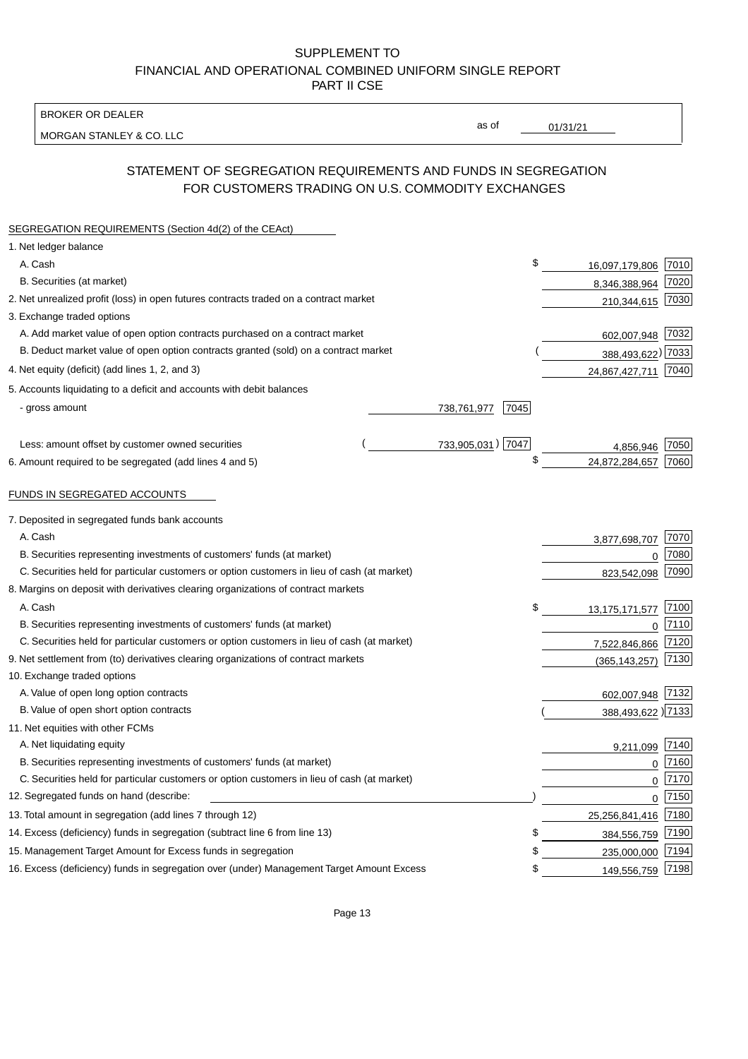# SUPPLEMENT TO
# FINANCIAL AND OPERATIONAL COMBINED UNIFORM SINGLE REPORT
# PART II CSE

BROKER OR DEALER

MORGAN STANLEY & CO. LLC

as of 01/31/21

## STATEMENT OF SEGREGATION REQUIREMENTS AND FUNDS IN SEGREGATION FOR CUSTOMERS TRADING ON U.S. COMMODITY EXCHANGES

SEGREGATION REQUIREMENTS (Section 4d(2) of the CEAct)

| Line | | | Amount | Code |
|---|---|---|---|---|
| 1. Net ledger balance | | | | |
| A. Cash | | | $ 16,097,179,806 | 7010 |
| B. Securities (at market) | | | 8,346,388,964 | 7020 |
| 2. Net unrealized profit (loss) in open futures contracts traded on a contract market | | | 210,344,615 | 7030 |
| 3. Exchange traded options | | | | |
| A. Add market value of open option contracts purchased on a contract market | | | 602,007,948 | 7032 |
| B. Deduct market value of open option contracts granted (sold) on a contract market | | | (388,493,622) | 7033 |
| 4. Net equity (deficit) (add lines 1, 2, and 3) | | | 24,867,427,711 | 7040 |
| 5. Accounts liquidating to a deficit and accounts with debit balances | | | | |
| - gross amount | 738,761,977 | 7045 | | |
| Less: amount offset by customer owned securities | (733,905,031) | 7047 | 4,856,946 | 7050 |
| 6. Amount required to be segregated (add lines 4 and 5) | | | $ 24,872,284,657 | 7060 |

FUNDS IN SEGREGATED ACCOUNTS

| Line | Amount | Code |
|---|---|---|
| 7. Deposited in segregated funds bank accounts | | |
| A. Cash | 3,877,698,707 | 7070 |
| B. Securities representing investments of customers' funds (at market) | 0 | 7080 |
| C. Securities held for particular customers or option customers in lieu of cash (at market) | 823,542,098 | 7090 |
| 8. Margins on deposit with derivatives clearing organizations of contract markets | | |
| A. Cash | $ 13,175,171,577 | 7100 |
| B. Securities representing investments of customers' funds (at market) | 0 | 7110 |
| C. Securities held for particular customers or option customers in lieu of cash (at market) | 7,522,846,866 | 7120 |
| 9. Net settlement from (to) derivatives clearing organizations of contract markets | (365,143,257) | 7130 |
| 10. Exchange traded options | | |
| A. Value of open long option contracts | 602,007,948 | 7132 |
| B. Value of open short option contracts | (388,493,622) | 7133 |
| 11. Net equities with other FCMs | | |
| A. Net liquidating equity | 9,211,099 | 7140 |
| B. Securities representing investments of customers' funds (at market) | 0 | 7160 |
| C. Securities held for particular customers or option customers in lieu of cash (at market) | 0 | 7170 |
| 12. Segregated funds on hand (describe: ) | 0 | 7150 |
| 13. Total amount in segregation (add lines 7 through 12) | 25,256,841,416 | 7180 |
| 14. Excess (deficiency) funds in segregation (subtract line 6 from line 13) | $ 384,556,759 | 7190 |
| 15. Management Target Amount for Excess funds in segregation | $ 235,000,000 | 7194 |
| 16. Excess (deficiency) funds in segregation over (under) Management Target Amount Excess | $ 149,556,759 | 7198 |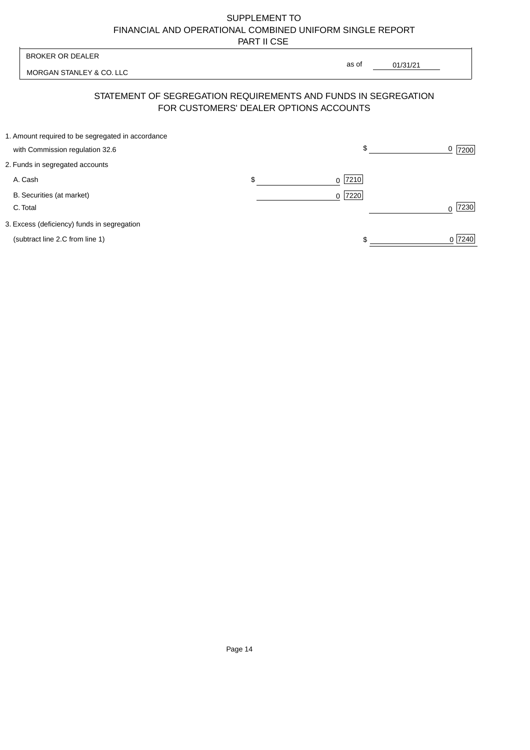SUPPLEMENT TO
FINANCIAL AND OPERATIONAL COMBINED UNIFORM SINGLE REPORT
PART II CSE

| BROKER OR DEALER | | |
|---|---|---|
| MORGAN STANLEY & CO. LLC | as of | 01/31/21 |

## STATEMENT OF SEGREGATION REQUIREMENTS AND FUNDS IN SEGREGATION FOR CUSTOMERS' DEALER OPTIONS ACCOUNTS

| | | |
|---|---|---|
| 1. Amount required to be segregated in accordance with Commission regulation 32.6 | | $ 0 [7200] |
| 2. Funds in segregated accounts | | |
| A. Cash | $ 0 [7210] | |
| B. Securities (at market) | 0 [7220] | |
| C. Total | | 0 [7230] |
| 3. Excess (deficiency) funds in segregation (subtract line 2.C from line 1) | | $ 0 [7240] |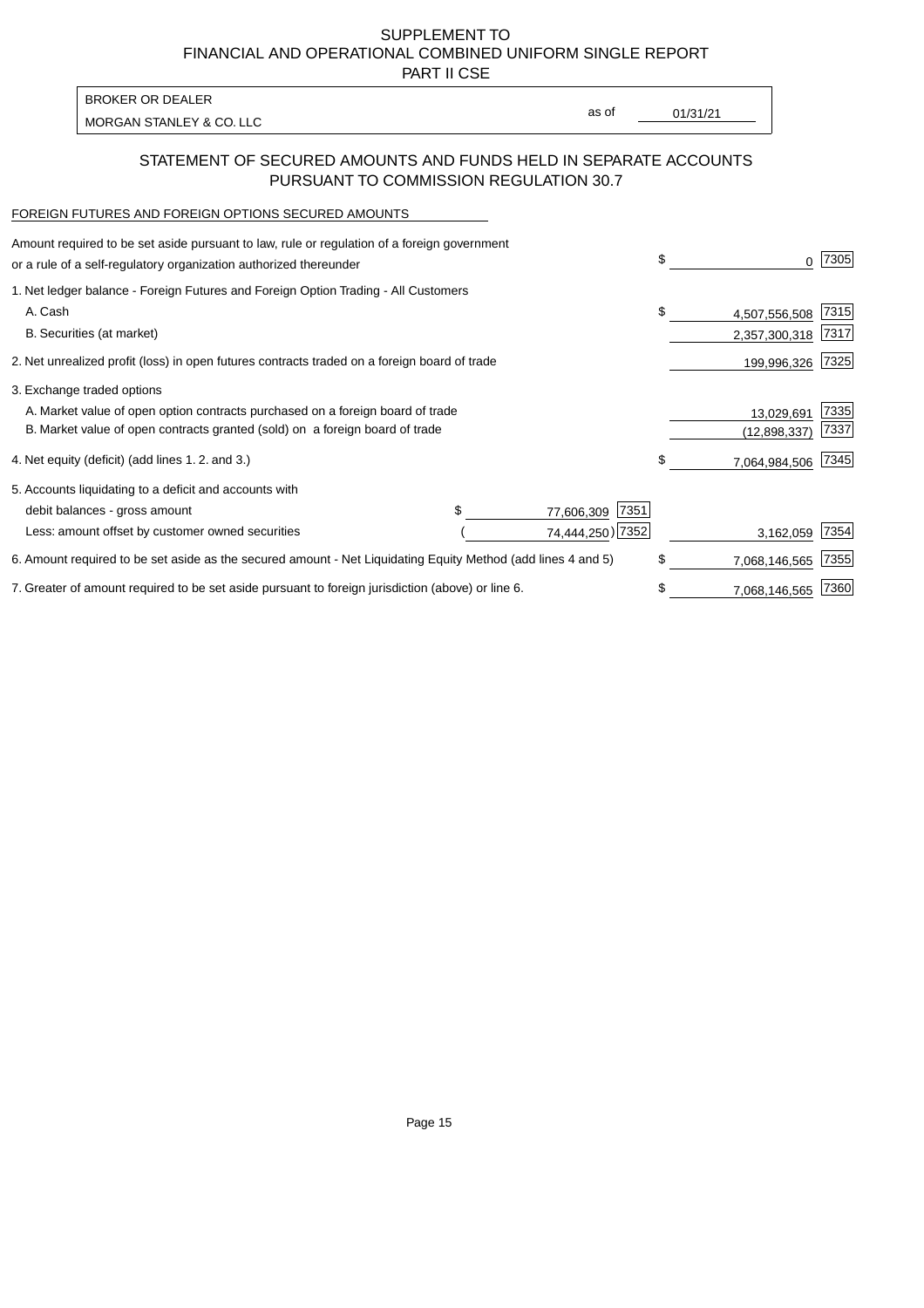SUPPLEMENT TO
FINANCIAL AND OPERATIONAL COMBINED UNIFORM SINGLE REPORT
PART II CSE

| BROKER OR DEALER | | |
|---|---|---|
| MORGAN STANLEY & CO. LLC | as of | 01/31/21 |

## STATEMENT OF SECURED AMOUNTS AND FUNDS HELD IN SEPARATE ACCOUNTS PURSUANT TO COMMISSION REGULATION 30.7

FOREIGN FUTURES AND FOREIGN OPTIONS SECURED AMOUNTS

| | | | | |
|---|---|---|---|---|
| Amount required to be set aside pursuant to law, rule or regulation of a foreign government or a rule of a self-regulatory organization authorized thereunder | | | $ 0 | 7305 |
| 1. Net ledger balance - Foreign Futures and Foreign Option Trading - All Customers | | | | |
| A. Cash | | | $ 4,507,556,508 | 7315 |
| B. Securities (at market) | | | 2,357,300,318 | 7317 |
| 2. Net unrealized profit (loss) in open futures contracts traded on a foreign board of trade | | | 199,996,326 | 7325 |
| 3. Exchange traded options | | | | |
| A. Market value of open option contracts purchased on a foreign board of trade | | | 13,029,691 | 7335 |
| B. Market value of open contracts granted (sold) on a foreign board of trade | | | (12,898,337) | 7337 |
| 4. Net equity (deficit) (add lines 1. 2. and 3.) | | | $ 7,064,984,506 | 7345 |
| 5. Accounts liquidating to a deficit and accounts with | | | | |
| debit balances - gross amount | $ 77,606,309 | 7351 | | |
| Less: amount offset by customer owned securities | (74,444,250) | 7352 | 3,162,059 | 7354 |
| 6. Amount required to be set aside as the secured amount - Net Liquidating Equity Method (add lines 4 and 5) | | | $ 7,068,146,565 | 7355 |
| 7. Greater of amount required to be set aside pursuant to foreign jurisdiction (above) or line 6. | | | $ 7,068,146,565 | 7360 |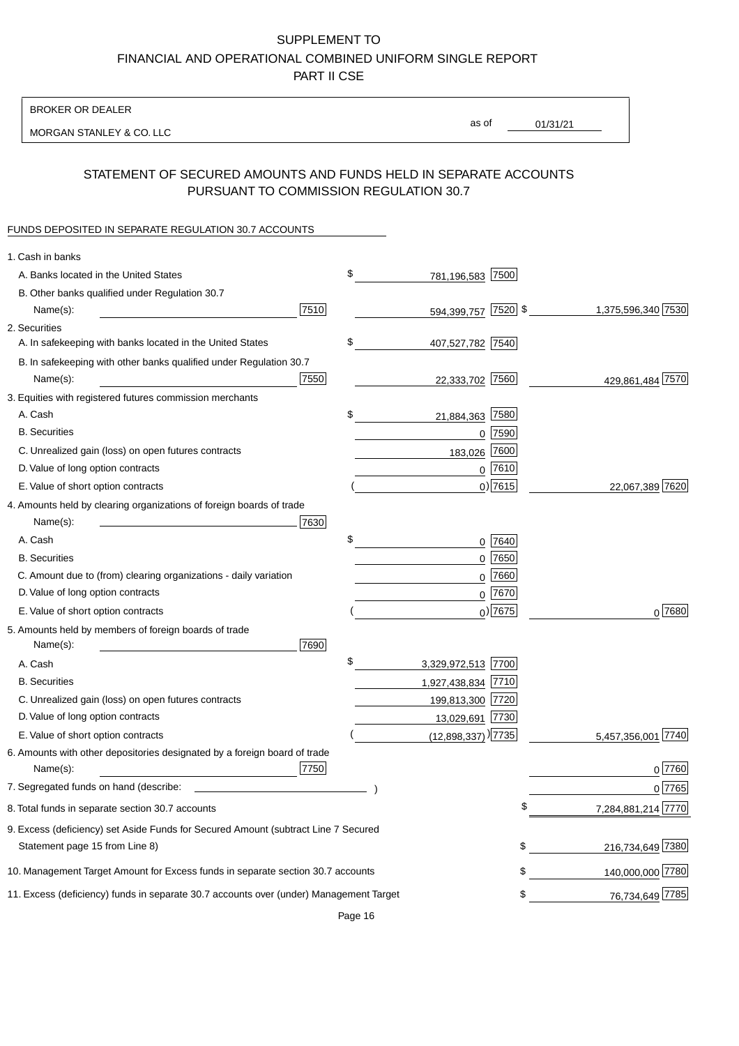SUPPLEMENT TO
FINANCIAL AND OPERATIONAL COMBINED UNIFORM SINGLE REPORT
PART II CSE

BROKER OR DEALER

MORGAN STANLEY & CO. LLC

as of 01/31/21

# STATEMENT OF SECURED AMOUNTS AND FUNDS HELD IN SEPARATE ACCOUNTS PURSUANT TO COMMISSION REGULATION 30.7

FUNDS DEPOSITED IN SEPARATE REGULATION 30.7 ACCOUNTS

| | | | | |
|---|---|---|---|---|
| 1. Cash in banks | | | | |
| A. Banks located in the United States | | $ 781,196,583 | 7500 | |
| B. Other banks qualified under Regulation 30.7 Name(s): | 7510 | 594,399,757 | 7520 | $ 1,375,596,340 7530 |
| 2. Securities | | | | |
| A. In safekeeping with banks located in the United States | | $ 407,527,782 | 7540 | |
| B. In safekeeping with other banks qualified under Regulation 30.7 Name(s): | 7550 | 22,333,702 | 7560 | 429,861,484 7570 |
| 3. Equities with registered futures commission merchants | | | | |
| A. Cash | | $ 21,884,363 | 7580 | |
| B. Securities | | 0 | 7590 | |
| C. Unrealized gain (loss) on open futures contracts | | 183,026 | 7600 | |
| D. Value of long option contracts | | 0 | 7610 | |
| E. Value of short option contracts | | ( 0) | 7615 | 22,067,389 7620 |
| 4. Amounts held by clearing organizations of foreign boards of trade Name(s): | 7630 | | | |
| A. Cash | | $ 0 | 7640 | |
| B. Securities | | 0 | 7650 | |
| C. Amount due to (from) clearing organizations - daily variation | | 0 | 7660 | |
| D. Value of long option contracts | | 0 | 7670 | |
| E. Value of short option contracts | | ( 0) | 7675 | 0 7680 |
| 5. Amounts held by members of foreign boards of trade Name(s): | 7690 | | | |
| A. Cash | | $ 3,329,972,513 | 7700 | |
| B. Securities | | 1,927,438,834 | 7710 | |
| C. Unrealized gain (loss) on open futures contracts | | 199,813,300 | 7720 | |
| D. Value of long option contracts | | 13,029,691 | 7730 | |
| E. Value of short option contracts | | ( (12,898,337) ) | 7735 | 5,457,356,001 7740 |
| 6. Amounts with other depositories designated by a foreign board of trade Name(s): | 7750 | | | 0 7760 |
| 7. Segregated funds on hand (describe: ) | | | | 0 7765 |
| 8. Total funds in separate section 30.7 accounts | | | | $ 7,284,881,214 7770 |
| 9. Excess (deficiency) set Aside Funds for Secured Amount (subtract Line 7 Secured Statement page 15 from Line 8) | | | | $ 216,734,649 7380 |
| 10. Management Target Amount for Excess funds in separate section 30.7 accounts | | | | $ 140,000,000 7780 |
| 11. Excess (deficiency) funds in separate 30.7 accounts over (under) Management Target | | | | $ 76,734,649 7785 |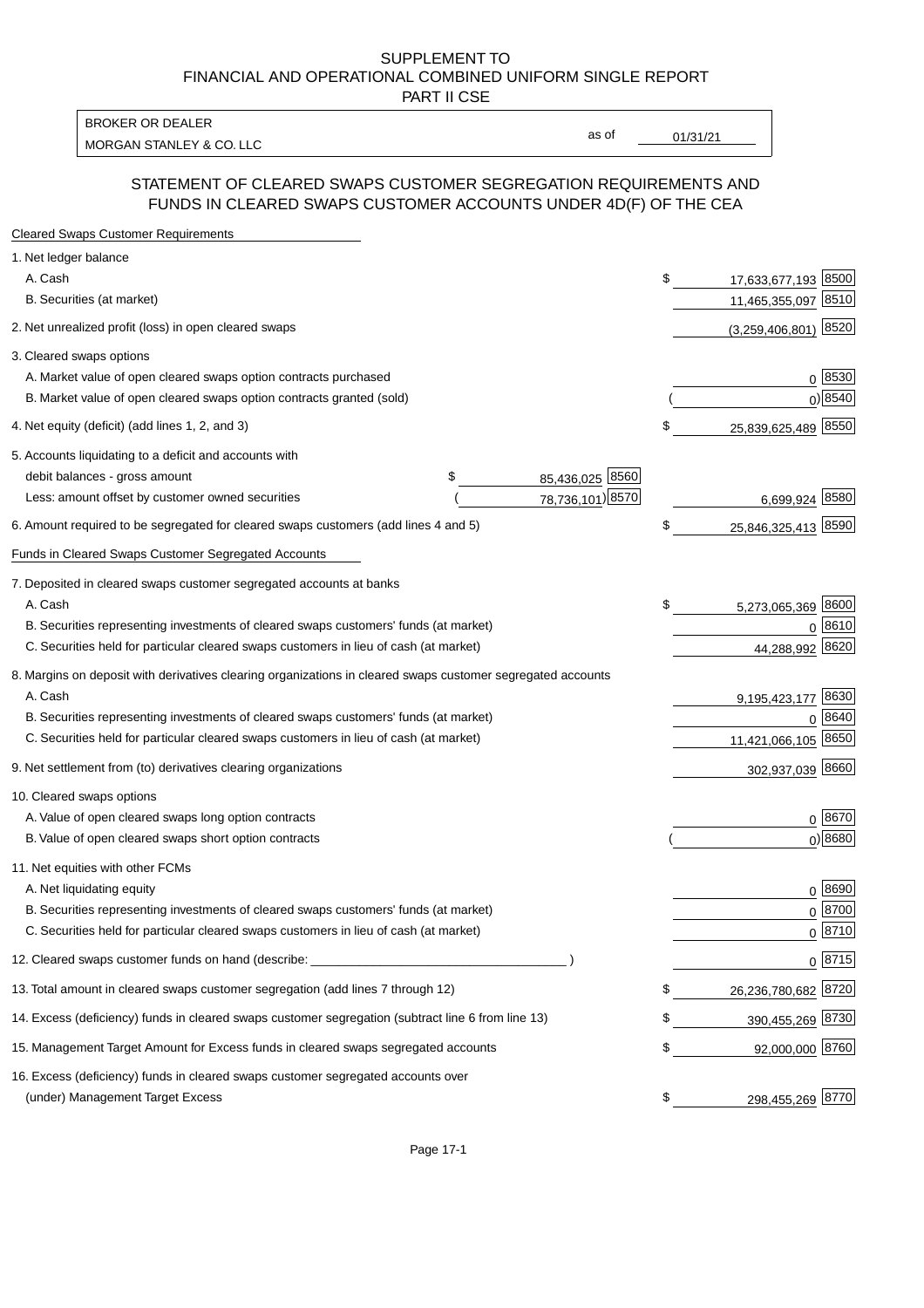SUPPLEMENT TO
FINANCIAL AND OPERATIONAL COMBINED UNIFORM SINGLE REPORT
PART II CSE

BROKER OR DEALER
MORGAN STANLEY & CO. LLC

as of 01/31/21

## STATEMENT OF CLEARED SWAPS CUSTOMER SEGREGATION REQUIREMENTS AND FUNDS IN CLEARED SWAPS CUSTOMER ACCOUNTS UNDER 4D(F) OF THE CEA

| | | | |
|---|---|---|---|
| **Cleared Swaps Customer Requirements** | | | |
| 1. Net ledger balance | | | |
| A. Cash | | $ 17,633,677,193 | 8500 |
| B. Securities (at market) | | 11,465,355,097 | 8510 |
| 2. Net unrealized profit (loss) in open cleared swaps | | (3,259,406,801) | 8520 |
| 3. Cleared swaps options | | | |
| A. Market value of open cleared swaps option contracts purchased | | 0 | 8530 |
| B. Market value of open cleared swaps option contracts granted (sold) | | ( 0) | 8540 |
| 4. Net equity (deficit) (add lines 1, 2, and 3) | | $ 25,839,625,489 | 8550 |
| 5. Accounts liquidating to a deficit and accounts with | | | |
| debit balances - gross amount | $ 85,436,025 8560 | | |
| Less: amount offset by customer owned securities | ( 78,736,101) 8570 | 6,699,924 | 8580 |
| 6. Amount required to be segregated for cleared swaps customers (add lines 4 and 5) | | $ 25,846,325,413 | 8590 |
| **Funds in Cleared Swaps Customer Segregated Accounts** | | | |
| 7. Deposited in cleared swaps customer segregated accounts at banks | | | |
| A. Cash | | $ 5,273,065,369 | 8600 |
| B. Securities representing investments of cleared swaps customers' funds (at market) | | 0 | 8610 |
| C. Securities held for particular cleared swaps customers in lieu of cash (at market) | | 44,288,992 | 8620 |
| 8. Margins on deposit with derivatives clearing organizations in cleared swaps customer segregated accounts | | | |
| A. Cash | | 9,195,423,177 | 8630 |
| B. Securities representing investments of cleared swaps customers' funds (at market) | | 0 | 8640 |
| C. Securities held for particular cleared swaps customers in lieu of cash (at market) | | 11,421,066,105 | 8650 |
| 9. Net settlement from (to) derivatives clearing organizations | | 302,937,039 | 8660 |
| 10. Cleared swaps options | | | |
| A. Value of open cleared swaps long option contracts | | 0 | 8670 |
| B. Value of open cleared swaps short option contracts | | ( 0) | 8680 |
| 11. Net equities with other FCMs | | | |
| A. Net liquidating equity | | 0 | 8690 |
| B. Securities representing investments of cleared swaps customers' funds (at market) | | 0 | 8700 |
| C. Securities held for particular cleared swaps customers in lieu of cash (at market) | | 0 | 8710 |
| 12. Cleared swaps customer funds on hand (describe: ) | | 0 | 8715 |
| 13. Total amount in cleared swaps customer segregation (add lines 7 through 12) | | $ 26,236,780,682 | 8720 |
| 14. Excess (deficiency) funds in cleared swaps customer segregation (subtract line 6 from line 13) | | $ 390,455,269 | 8730 |
| 15. Management Target Amount for Excess funds in cleared swaps segregated accounts | | $ 92,000,000 | 8760 |
| 16. Excess (deficiency) funds in cleared swaps customer segregated accounts over (under) Management Target Excess | | $ 298,455,269 | 8770 |